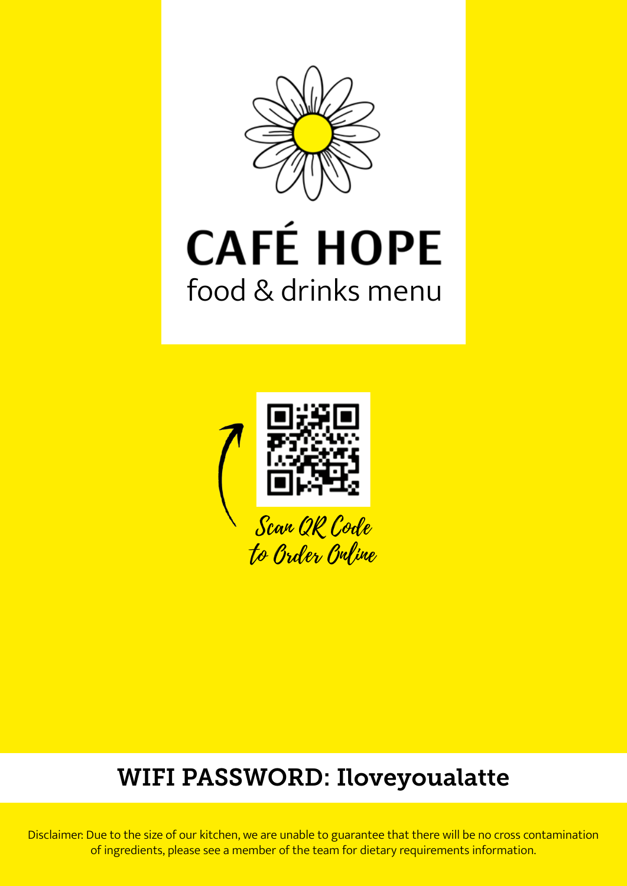# CAFÉ HOPE

food & drinks menu

Scan QR Code to Order Online

## WIFI PASSWORD: Iloveyoualatte

Disclaimer: Due to the size of our kitchen, we are unable to guarantee that there will be no cross contamination of ingredients, please see a member of the team for dietary requirements information.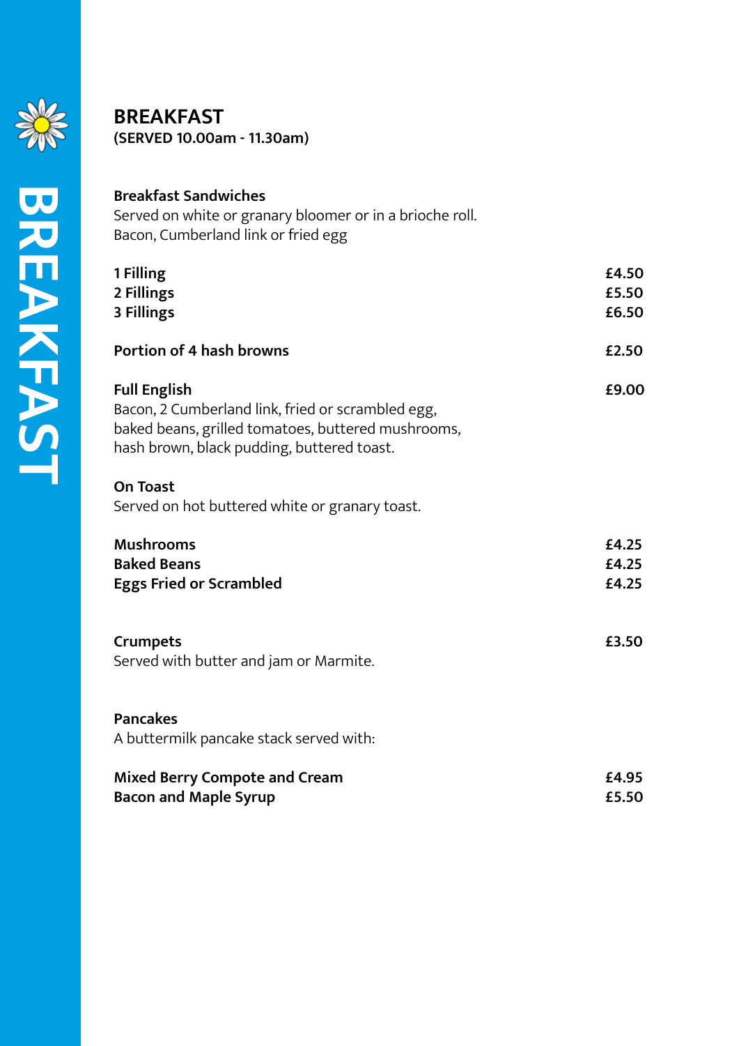# BREAKFAST

**(SERVED 10.00am - 11.30am)**

**Breakfast Sandwiches**
Served on white or granary bloomer or in a brioche roll.
Bacon, Cumberland link or fried egg

| | |
|---|---|
| **1 Filling** | **£4.50** |
| **2 Fillings** | **£5.50** |
| **3 Fillings** | **£6.50** |

**Portion of 4 hash browns** — **£2.50**

**Full English** — **£9.00**
Bacon, 2 Cumberland link, fried or scrambled egg, baked beans, grilled tomatoes, buttered mushrooms, hash brown, black pudding, buttered toast.

**On Toast**
Served on hot buttered white or granary toast.

| | |
|---|---|
| **Mushrooms** | **£4.25** |
| **Baked Beans** | **£4.25** |
| **Eggs Fried or Scrambled** | **£4.25** |

**Crumpets** — **£3.50**
Served with butter and jam or Marmite.

**Pancakes**
A buttermilk pancake stack served with:

| | |
|---|---|
| **Mixed Berry Compote and Cream** | **£4.95** |
| **Bacon and Maple Syrup** | **£5.50** |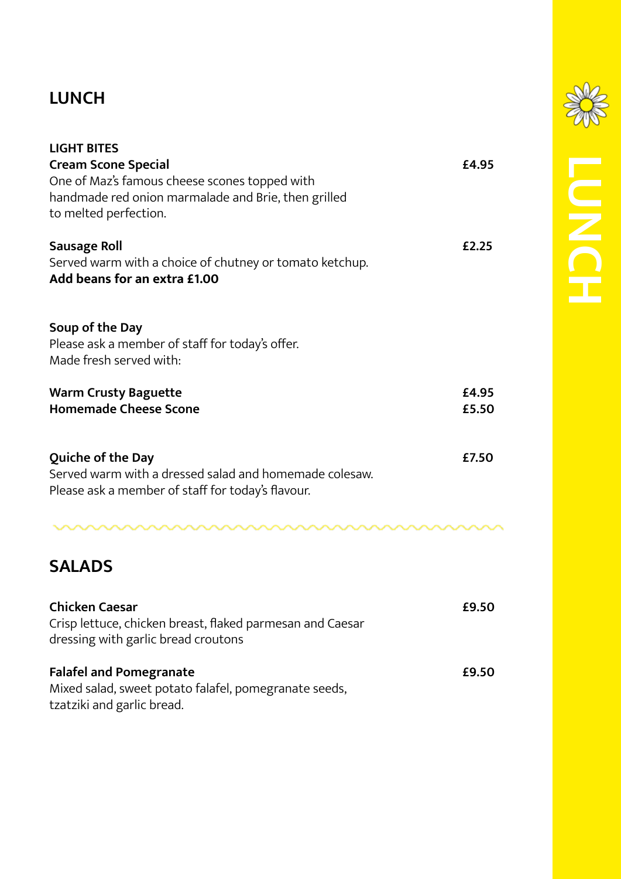# LUNCH

## LIGHT BITES

**Cream Scone Special** **£4.95**
One of Maz's famous cheese scones topped with handmade red onion marmalade and Brie, then grilled to melted perfection.

**Sausage Roll** **£2.25**
Served warm with a choice of chutney or tomato ketchup.
**Add beans for an extra £1.00**

**Soup of the Day**
Please ask a member of staff for today's offer.
Made fresh served with:

**Warm Crusty Baguette** **£4.95**
**Homemade Cheese Scone** **£5.50**

**Quiche of the Day** **£7.50**
Served warm with a dressed salad and homemade colesaw.
Please ask a member of staff for today's flavour.

## SALADS

**Chicken Caesar** **£9.50**
Crisp lettuce, chicken breast, flaked parmesan and Caesar dressing with garlic bread croutons

**Falafel and Pomegranate** **£9.50**
Mixed salad, sweet potato falafel, pomegranate seeds, tzatziki and garlic bread.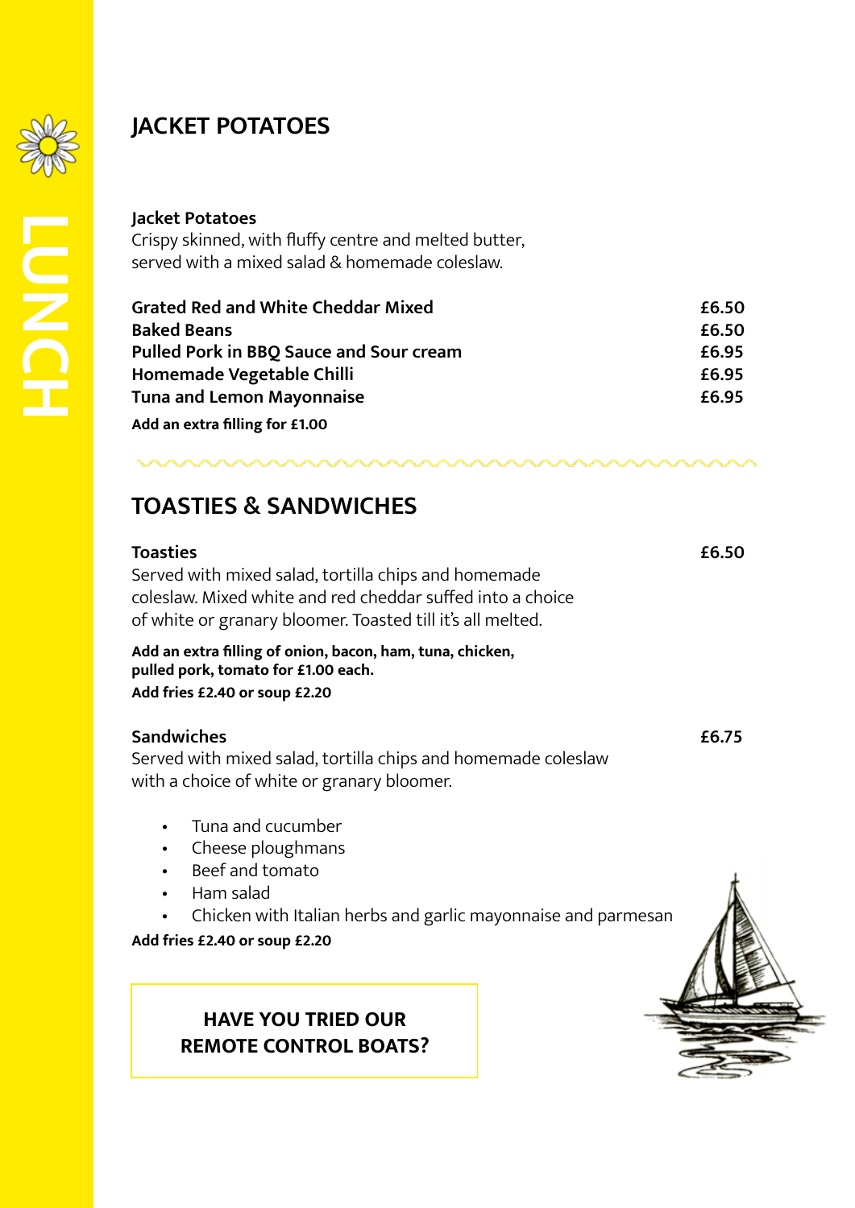LUNCH

## JACKET POTATOES

**Jacket Potatoes**
Crispy skinned, with fluffy centre and melted butter, served with a mixed salad & homemade coleslaw.

| | |
|---|---|
| **Grated Red and White Cheddar Mixed** | **£6.50** |
| **Baked Beans** | **£6.50** |
| **Pulled Pork in BBQ Sauce and Sour cream** | **£6.95** |
| **Homemade Vegetable Chilli** | **£6.95** |
| **Tuna and Lemon Mayonnaise** | **£6.95** |

**Add an extra filling for £1.00**

## TOASTIES & SANDWICHES

**Toasties** **£6.50**
Served with mixed salad, tortilla chips and homemade coleslaw. Mixed white and red cheddar suffed into a choice of white or granary bloomer. Toasted till it's all melted.

**Add an extra filling of onion, bacon, ham, tuna, chicken, pulled pork, tomato for £1.00 each.**
**Add fries £2.40 or soup £2.20**

**Sandwiches** **£6.75**
Served with mixed salad, tortilla chips and homemade coleslaw with a choice of white or granary bloomer.

- Tuna and cucumber
- Cheese ploughmans
- Beef and tomato
- Ham salad
- Chicken with Italian herbs and garlic mayonnaise and parmesan

**Add fries £2.40 or soup £2.20**

**HAVE YOU TRIED OUR REMOTE CONTROL BOATS?**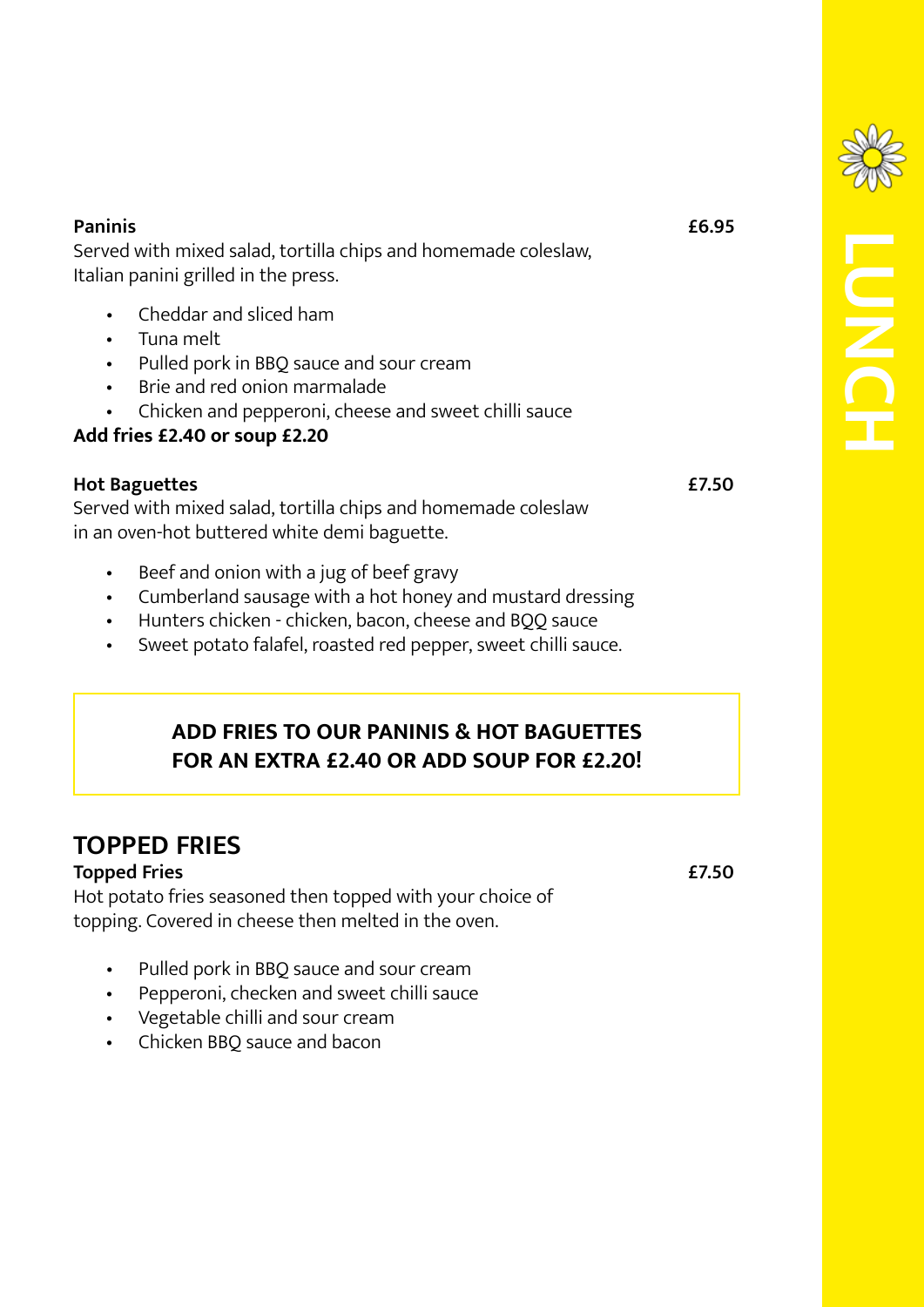LUNCH

**Paninis** **£6.95**

Served with mixed salad, tortilla chips and homemade coleslaw, Italian panini grilled in the press.

- Cheddar and sliced ham
- Tuna melt
- Pulled pork in BBQ sauce and sour cream
- Brie and red onion marmalade
- Chicken and pepperoni, cheese and sweet chilli sauce

**Add fries £2.40 or soup £2.20**

**Hot Baguettes** **£7.50**

Served with mixed salad, tortilla chips and homemade coleslaw in an oven-hot buttered white demi baguette.

- Beef and onion with a jug of beef gravy
- Cumberland sausage with a hot honey and mustard dressing
- Hunters chicken - chicken, bacon, cheese and BQQ sauce
- Sweet potato falafel, roasted red pepper, sweet chilli sauce.

**ADD FRIES TO OUR PANINIS & HOT BAGUETTES FOR AN EXTRA £2.40 OR ADD SOUP FOR £2.20!**

## TOPPED FRIES

**Topped Fries** **£7.50**

Hot potato fries seasoned then topped with your choice of topping. Covered in cheese then melted in the oven.

- Pulled pork in BBQ sauce and sour cream
- Pepperoni, checken and sweet chilli sauce
- Vegetable chilli and sour cream
- Chicken BBQ sauce and bacon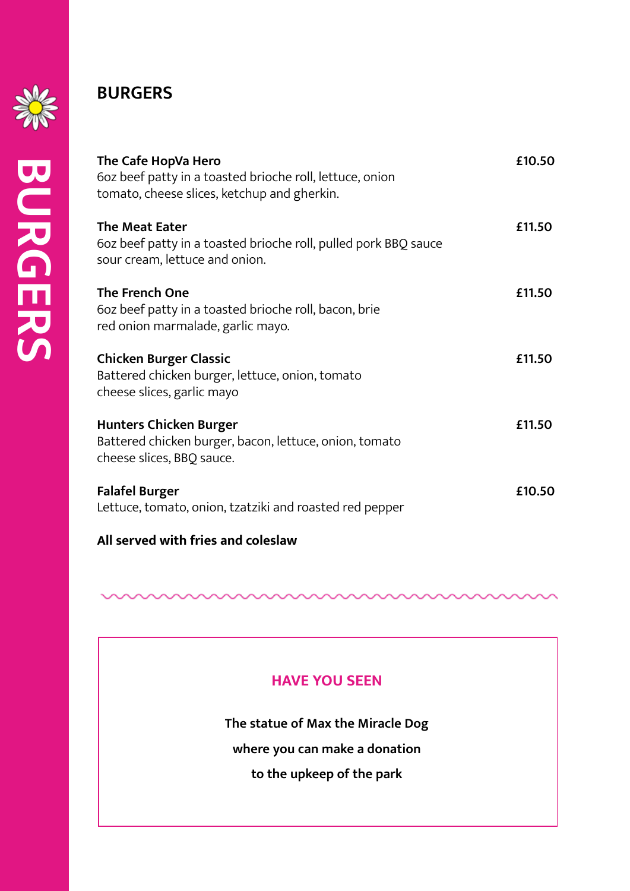# BURGERS

**The Cafe HopVa Hero** — **£10.50**
6oz beef patty in a toasted brioche roll, lettuce, onion
tomato, cheese slices, ketchup and gherkin.

**The Meat Eater** — **£11.50**
6oz beef patty in a toasted brioche roll, pulled pork BBQ sauce
sour cream, lettuce and onion.

**The French One** — **£11.50**
6oz beef patty in a toasted brioche roll, bacon, brie
red onion marmalade, garlic mayo.

**Chicken Burger Classic** — **£11.50**
Battered chicken burger, lettuce, onion, tomato
cheese slices, garlic mayo

**Hunters Chicken Burger** — **£11.50**
Battered chicken burger, bacon, lettuce, onion, tomato
cheese slices, BBQ sauce.

**Falafel Burger** — **£10.50**
Lettuce, tomato, onion, tzatziki and roasted red pepper

**All served with fries and coleslaw**

---

## HAVE YOU SEEN

**The statue of Max the Miracle Dog**

**where you can make a donation**

**to the upkeep of the park**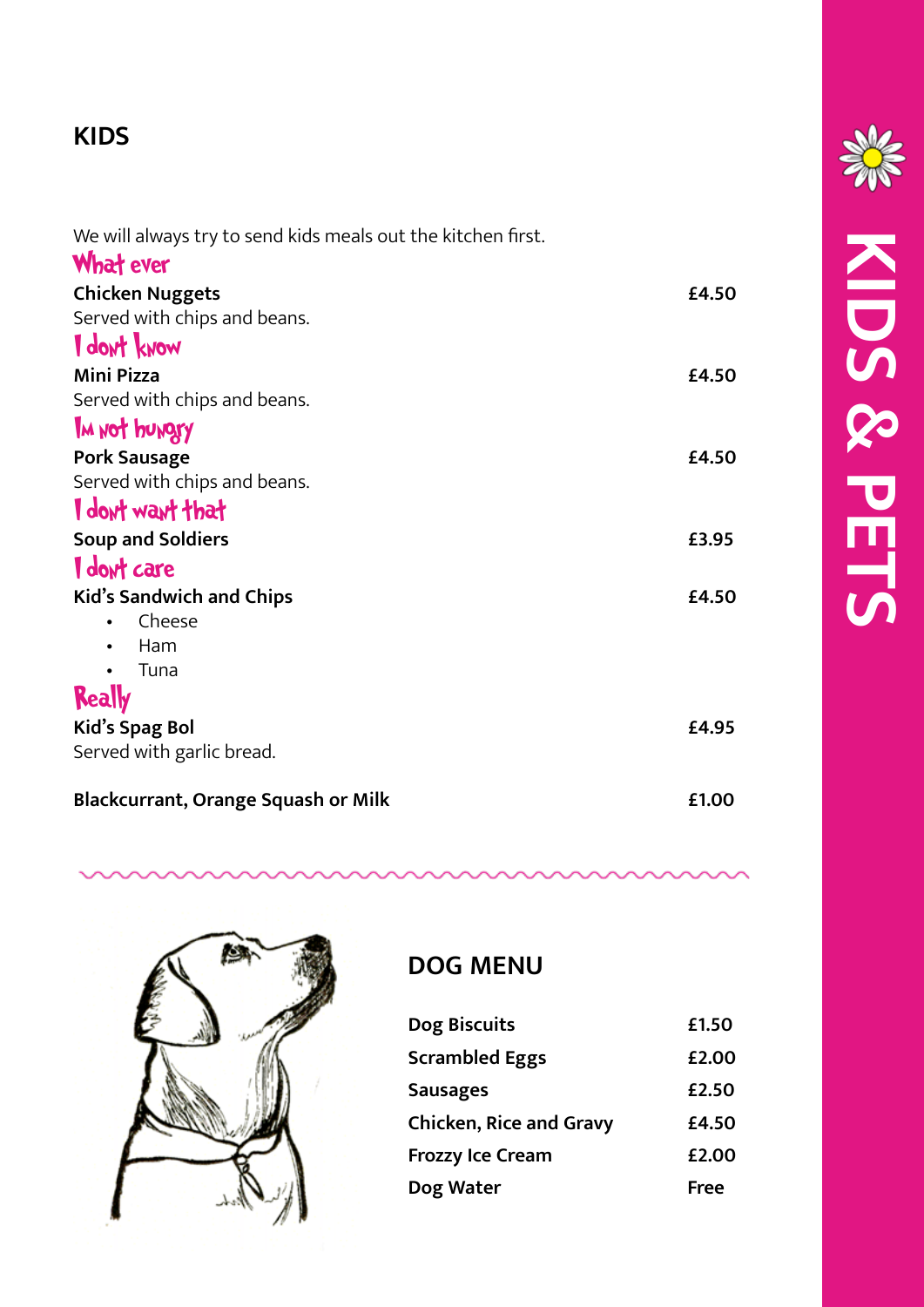# KIDS

We will always try to send kids meals out the kitchen first.

*What ever*

**Chicken Nuggets** **£4.50**
Served with chips and beans.

*I dont know*

**Mini Pizza** **£4.50**
Served with chips and beans.

*Im not hungry*

**Pork Sausage** **£4.50**
Served with chips and beans.

*I dont want that*

**Soup and Soldiers** **£3.95**

*I dont care*

**Kid's Sandwich and Chips** **£4.50**

- Cheese
- Ham
- Tuna

*Really*

**Kid's Spag Bol** **£4.95**
Served with garlic bread.

**Blackcurrant, Orange Squash or Milk** **£1.00**

## DOG MENU

| Item | Price |
|---|---|
| **Dog Biscuits** | **£1.50** |
| **Scrambled Eggs** | **£2.00** |
| **Sausages** | **£2.50** |
| **Chicken, Rice and Gravy** | **£4.50** |
| **Frozzy Ice Cream** | **£2.00** |
| **Dog Water** | **Free** |

KIDS & PETS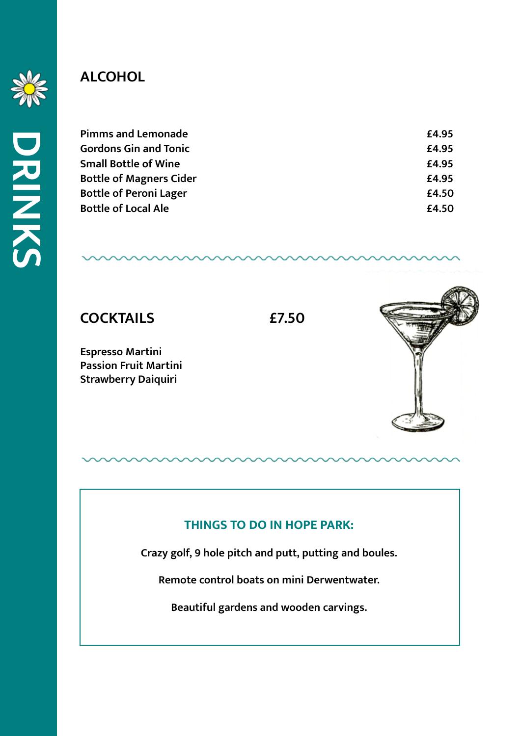# DRINKS

## ALCOHOL

| Item | Price |
| --- | --- |
| **Pimms and Lemonade** | **£4.95** |
| **Gordons Gin and Tonic** | **£4.95** |
| **Small Bottle of Wine** | **£4.95** |
| **Bottle of Magners Cider** | **£4.95** |
| **Bottle of Peroni Lager** | **£4.50** |
| **Bottle of Local Ale** | **£4.50** |

## COCKTAILS £7.50

**Espresso Martini**
**Passion Fruit Martini**
**Strawberry Daiquiri**

### THINGS TO DO IN HOPE PARK:

**Crazy golf, 9 hole pitch and putt, putting and boules.**

**Remote control boats on mini Derwentwater.**

**Beautiful gardens and wooden carvings.**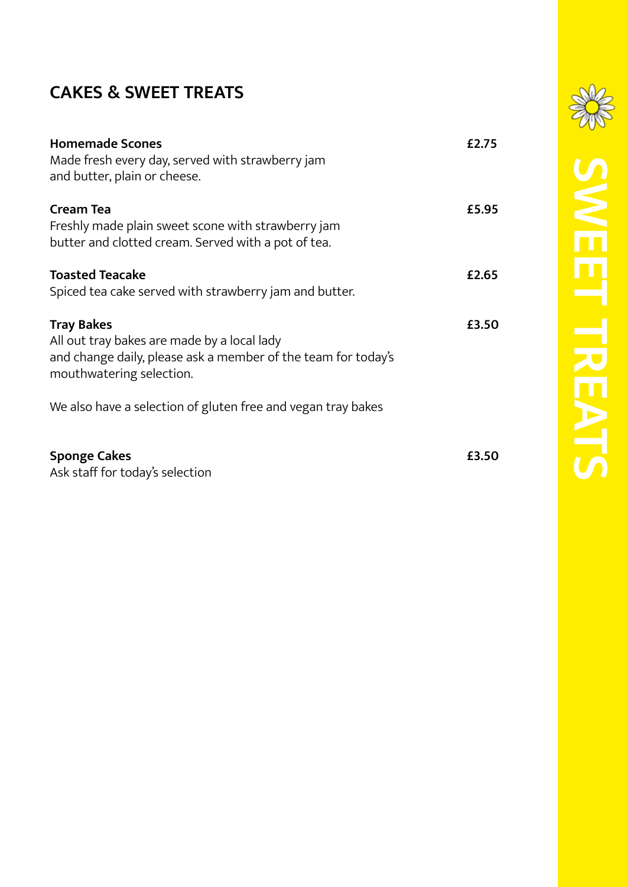## CAKES & SWEET TREATS

**Homemade Scones** **£2.75**
Made fresh every day, served with strawberry jam and butter, plain or cheese.

**Cream Tea** **£5.95**
Freshly made plain sweet scone with strawberry jam butter and clotted cream. Served with a pot of tea.

**Toasted Teacake** **£2.65**
Spiced tea cake served with strawberry jam and butter.

**Tray Bakes** **£3.50**
All out tray bakes are made by a local lady and change daily, please ask a member of the team for today's mouthwatering selection.

We also have a selection of gluten free and vegan tray bakes

**Sponge Cakes** **£3.50**
Ask staff for today's selection

SWEET TREATS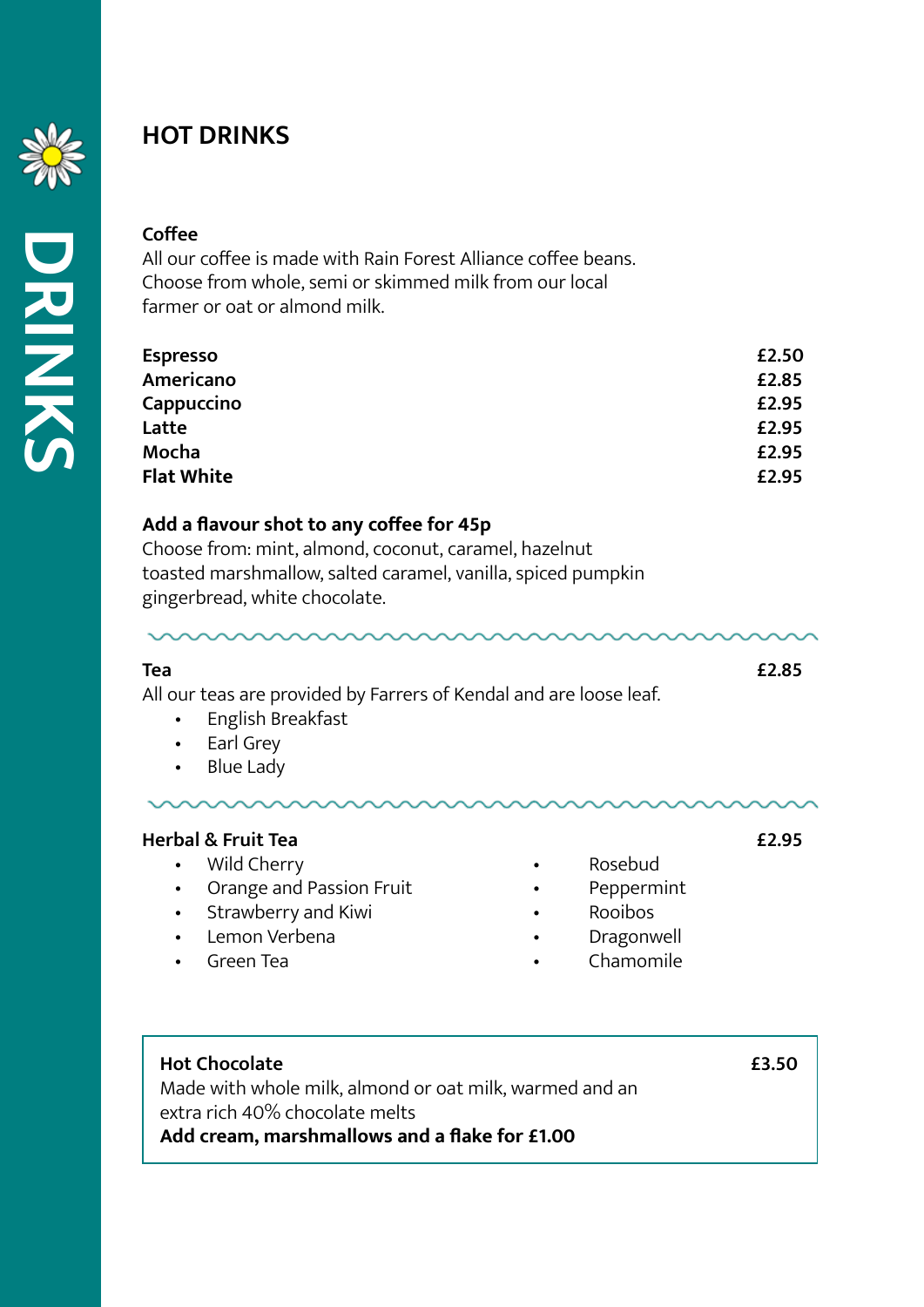# DRINKS

## HOT DRINKS

### Coffee

All our coffee is made with Rain Forest Alliance coffee beans. Choose from whole, semi or skimmed milk from our local farmer or oat or almond milk.

| | |
|---|---|
| **Espresso** | **£2.50** |
| **Americano** | **£2.85** |
| **Cappuccino** | **£2.95** |
| **Latte** | **£2.95** |
| **Mocha** | **£2.95** |
| **Flat White** | **£2.95** |

**Add a flavour shot to any coffee for 45p**

Choose from: mint, almond, coconut, caramel, hazelnut toasted marshmallow, salted caramel, vanilla, spiced pumpkin gingerbread, white chocolate.

---

**Tea** **£2.85**

All our teas are provided by Farrers of Kendal and are loose leaf.

- English Breakfast
- Earl Grey
- Blue Lady

---

**Herbal & Fruit Tea** **£2.95**

- Wild Cherry
- Orange and Passion Fruit
- Strawberry and Kiwi
- Lemon Verbena
- Green Tea
- Rosebud
- Peppermint
- Rooibos
- Dragonwell
- Chamomile

---

**Hot Chocolate** **£3.50**

Made with whole milk, almond or oat milk, warmed and an extra rich 40% chocolate melts

**Add cream, marshmallows and a flake for £1.00**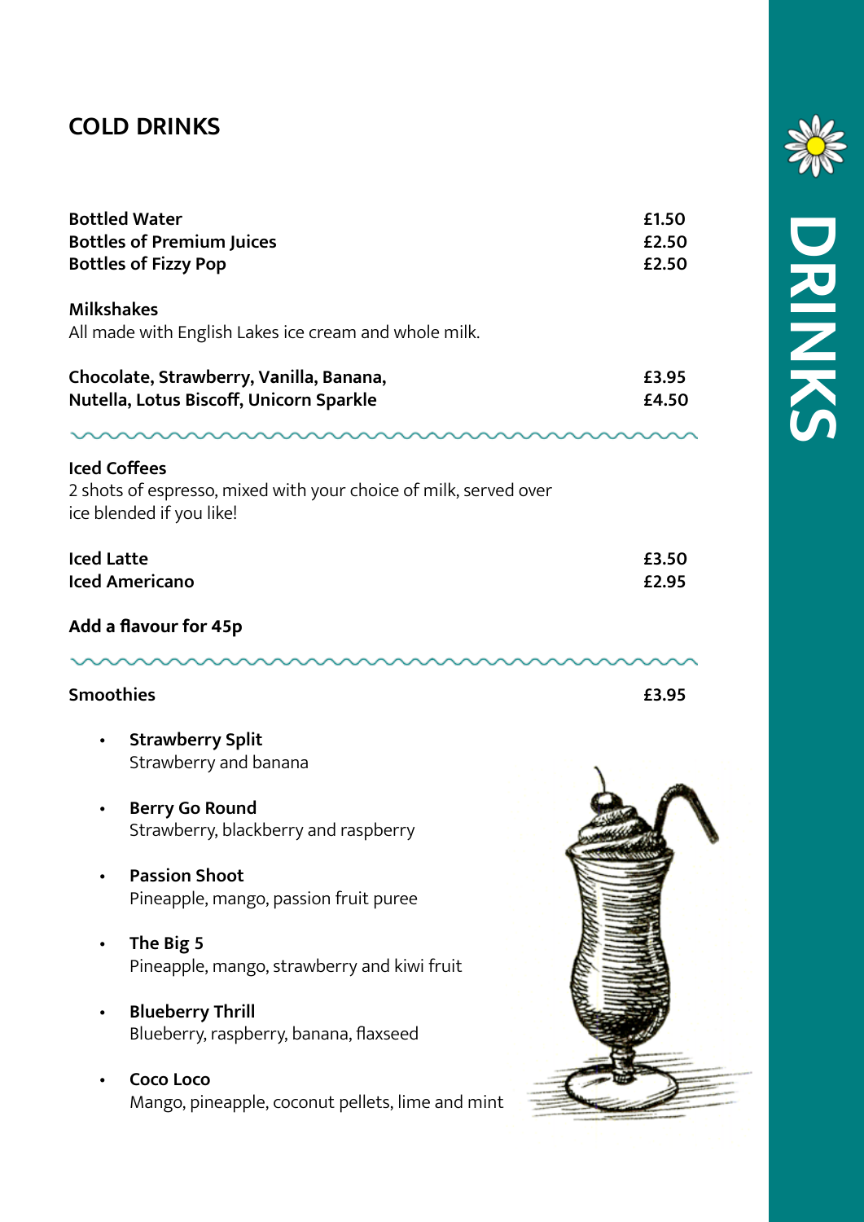## COLD DRINKS

| | |
|---|---|
| **Bottled Water** | **£1.50** |
| **Bottles of Premium Juices** | **£2.50** |
| **Bottles of Fizzy Pop** | **£2.50** |

**Milkshakes**
All made with English Lakes ice cream and whole milk.

| | |
|---|---|
| **Chocolate, Strawberry, Vanilla, Banana,** | **£3.95** |
| **Nutella, Lotus Biscoff, Unicorn Sparkle** | **£4.50** |

**Iced Coffees**
2 shots of espresso, mixed with your choice of milk, served over ice blended if you like!

| | |
|---|---|
| **Iced Latte** | **£3.50** |
| **Iced Americano** | **£2.95** |

**Add a flavour for 45p**

**Smoothies** **£3.95**

- **Strawberry Split**
  Strawberry and banana
- **Berry Go Round**
  Strawberry, blackberry and raspberry
- **Passion Shoot**
  Pineapple, mango, passion fruit puree
- **The Big 5**
  Pineapple, mango, strawberry and kiwi fruit
- **Blueberry Thrill**
  Blueberry, raspberry, banana, flaxseed
- **Coco Loco**
  Mango, pineapple, coconut pellets, lime and mint

DRINKS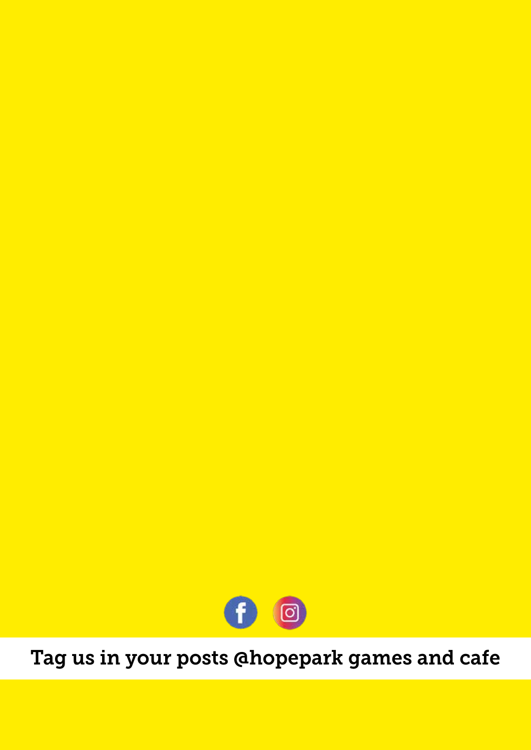Tag us in your posts @hopepark games and cafe